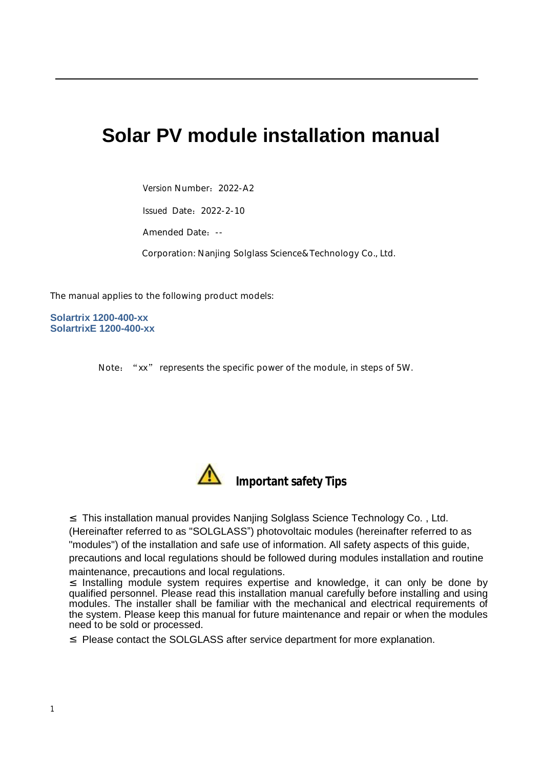# Solar PV module installation manual

Version Number：2022-A2

Issued Date：2022-2-10

Amended Date：--

Corporation: Nanjing Solglass Science&Technology Co., Ltd.

The manual applies to the following product models:

**Solartrix 1200-400-xx**
**SolartrixE 1200-400-xx**

Note： “xx” represents the specific power of the module, in steps of 5W.

## Important safety Tips

- This installation manual provides Nanjing Solglass Science Technology Co. , Ltd. (Hereinafter referred to as "SOLGLASS”) photovoltaic modules (hereinafter referred to as "modules") of the installation and safe use of information. All safety aspects of this guide, precautions and local regulations should be followed during modules installation and routine maintenance, precautions and local regulations.
- Installing module system requires expertise and knowledge, it can only be done by qualified personnel. Please read this installation manual carefully before installing and using modules. The installer shall be familiar with the mechanical and electrical requirements of the system. Please keep this manual for future maintenance and repair or when the modules need to be sold or processed.
- Please contact the SOLGLASS after service department for more explanation.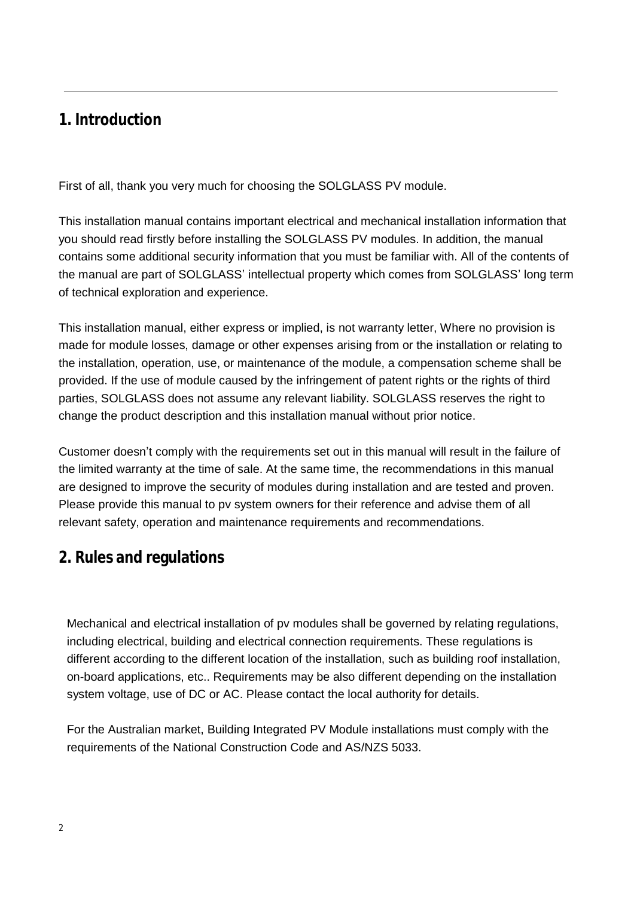## 1. Introduction

First of all, thank you very much for choosing the SOLGLASS PV module.

This installation manual contains important electrical and mechanical installation information that you should read firstly before installing the SOLGLASS PV modules. In addition, the manual contains some additional security information that you must be familiar with. All of the contents of the manual are part of SOLGLASS' intellectual property which comes from SOLGLASS' long term of technical exploration and experience.

This installation manual, either express or implied, is not warranty letter, Where no provision is made for module losses, damage or other expenses arising from or the installation or relating to the installation, operation, use, or maintenance of the module, a compensation scheme shall be provided. If the use of module caused by the infringement of patent rights or the rights of third parties, SOLGLASS does not assume any relevant liability. SOLGLASS reserves the right to change the product description and this installation manual without prior notice.

Customer doesn't comply with the requirements set out in this manual will result in the failure of the limited warranty at the time of sale. At the same time, the recommendations in this manual are designed to improve the security of modules during installation and are tested and proven. Please provide this manual to pv system owners for their reference and advise them of all relevant safety, operation and maintenance requirements and recommendations.

## 2. Rules and regulations

Mechanical and electrical installation of pv modules shall be governed by relating regulations, including electrical, building and electrical connection requirements. These regulations is different according to the different location of the installation, such as building roof installation, on-board applications, etc.. Requirements may be also different depending on the installation system voltage, use of DC or AC. Please contact the local authority for details.

For the Australian market, Building Integrated PV Module installations must comply with the requirements of the National Construction Code and AS/NZS 5033.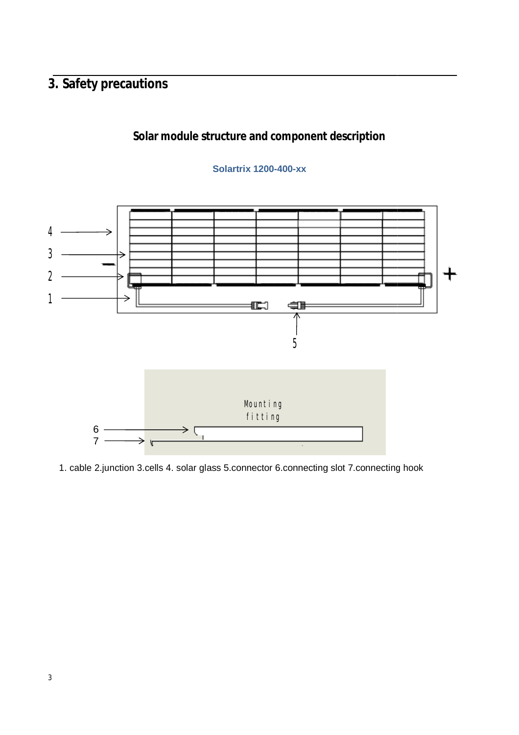# 3. Safety precautions

## Solar module structure and component description

**Solartrix 1200-400-xx**

1. cable 2.junction 3.cells 4. solar glass 5.connector 6.connecting slot 7.connecting hook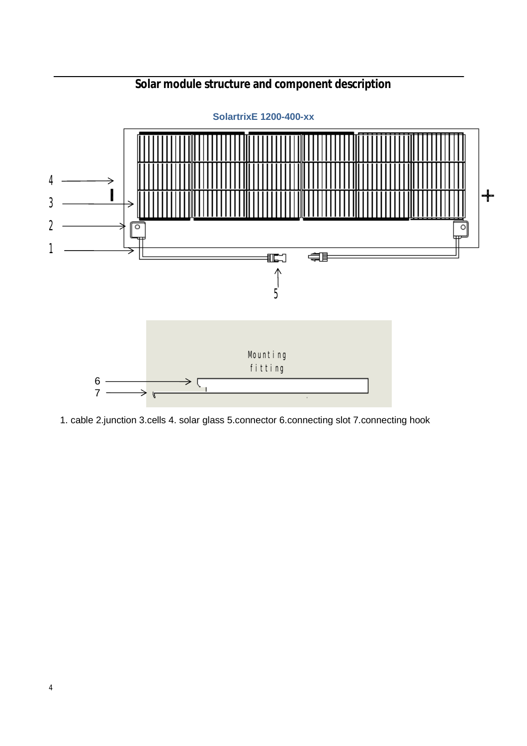## Solar module structure and component description

SolartrixE 1200-400-xx

1. cable 2.junction 3.cells 4. solar glass 5.connector 6.connecting slot 7.connecting hook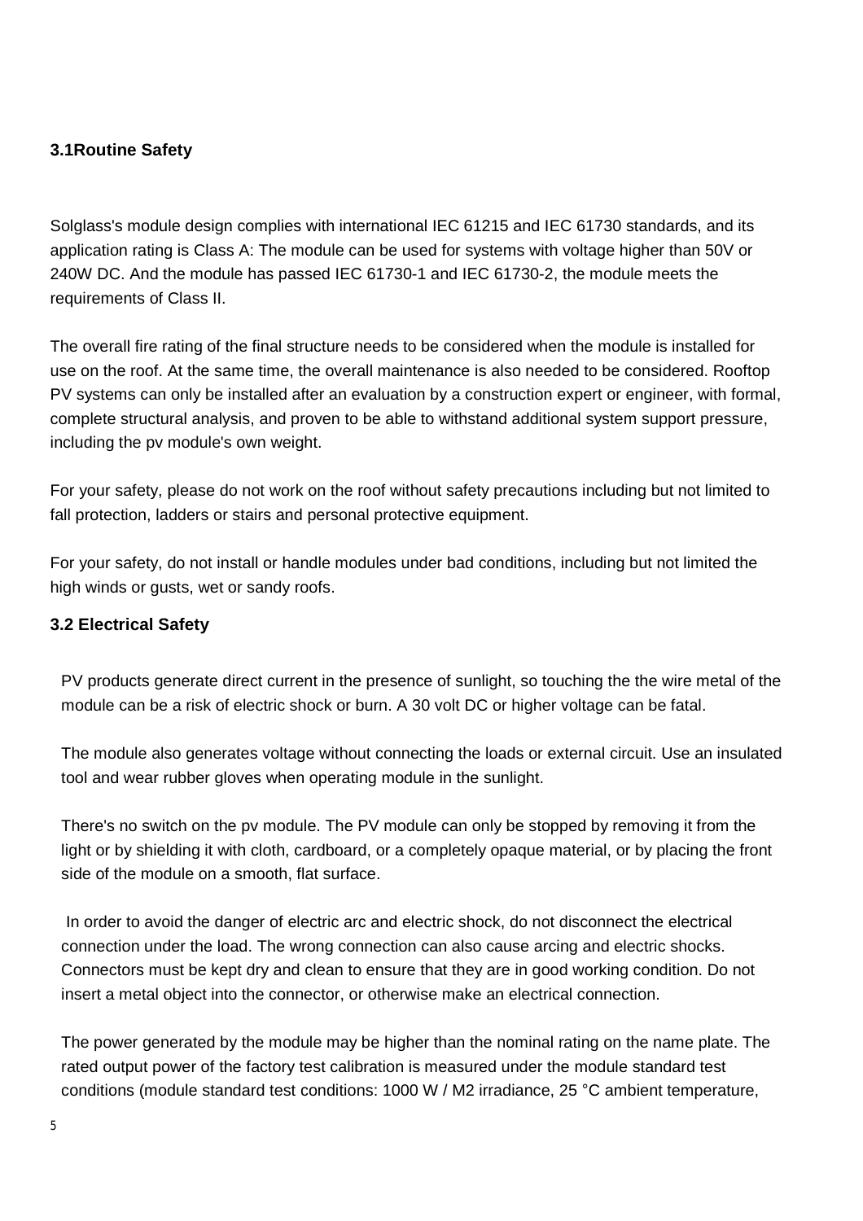### 3.1Routine Safety

Solglass's module design complies with international IEC 61215 and IEC 61730 standards, and its application rating is Class A: The module can be used for systems with voltage higher than 50V or 240W DC. And the module has passed IEC 61730-1 and IEC 61730-2, the module meets the requirements of Class II.

The overall fire rating of the final structure needs to be considered when the module is installed for use on the roof. At the same time, the overall maintenance is also needed to be considered. Rooftop PV systems can only be installed after an evaluation by a construction expert or engineer, with formal, complete structural analysis, and proven to be able to withstand additional system support pressure, including the pv module's own weight.

For your safety, please do not work on the roof without safety precautions including but not limited to fall protection, ladders or stairs and personal protective equipment.

For your safety, do not install or handle modules under bad conditions, including but not limited the high winds or gusts, wet or sandy roofs.

### 3.2 Electrical Safety

PV products generate direct current in the presence of sunlight, so touching the the wire metal of the module can be a risk of electric shock or burn. A 30 volt DC or higher voltage can be fatal.

The module also generates voltage without connecting the loads or external circuit. Use an insulated tool and wear rubber gloves when operating module in the sunlight.

There's no switch on the pv module. The PV module can only be stopped by removing it from the light or by shielding it with cloth, cardboard, or a completely opaque material, or by placing the front side of the module on a smooth, flat surface.

In order to avoid the danger of electric arc and electric shock, do not disconnect the electrical connection under the load. The wrong connection can also cause arcing and electric shocks. Connectors must be kept dry and clean to ensure that they are in good working condition. Do not insert a metal object into the connector, or otherwise make an electrical connection.

The power generated by the module may be higher than the nominal rating on the name plate. The rated output power of the factory test calibration is measured under the module standard test conditions (module standard test conditions: 1000 W / M2 irradiance, 25 °C ambient temperature,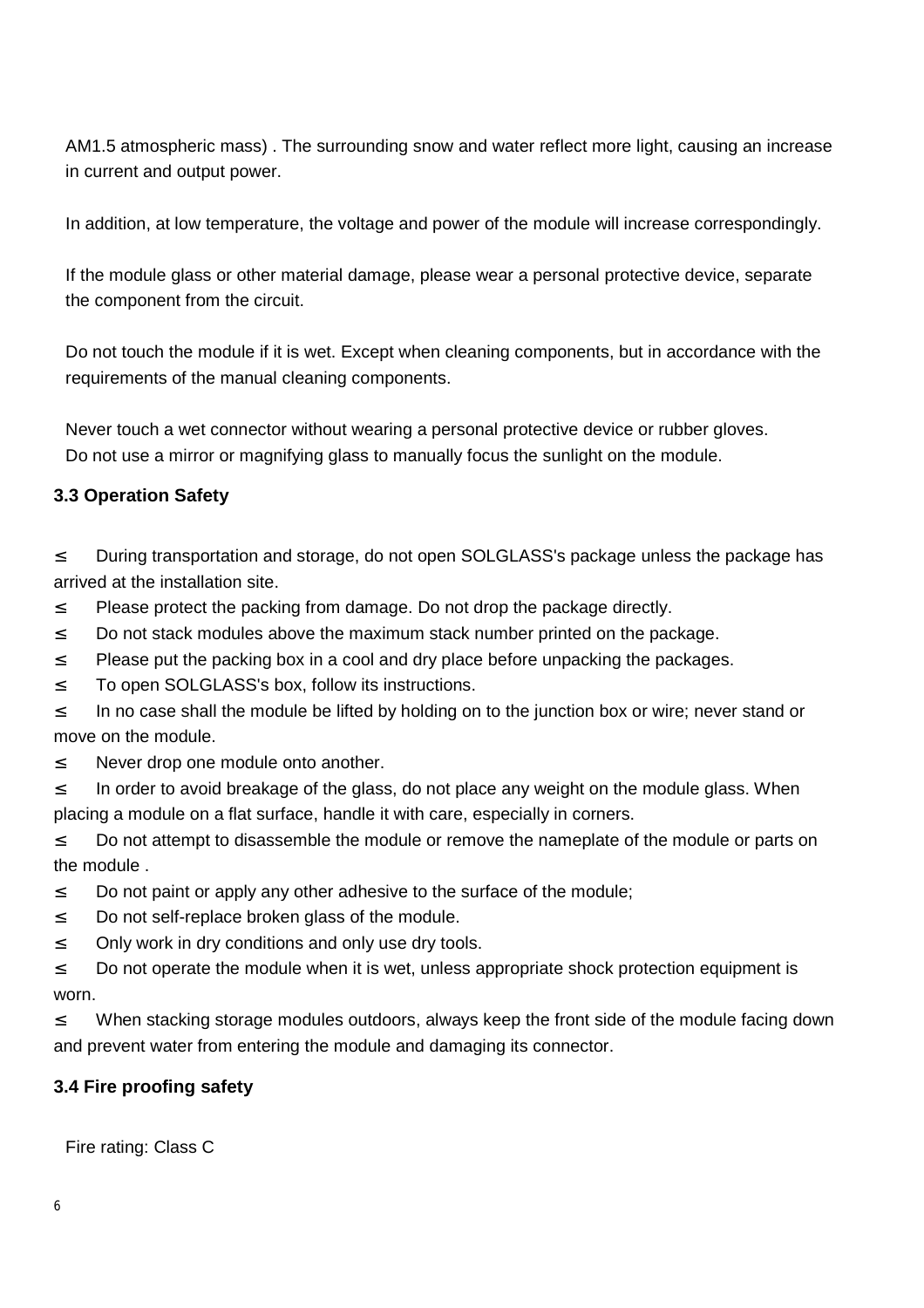AM1.5 atmospheric mass) . The surrounding snow and water reflect more light, causing an increase in current and output power.

In addition, at low temperature, the voltage and power of the module will increase correspondingly.

If the module glass or other material damage, please wear a personal protective device, separate the component from the circuit.

Do not touch the module if it is wet. Except when cleaning components, but in accordance with the requirements of the manual cleaning components.

Never touch a wet connector without wearing a personal protective device or rubber gloves.
Do not use a mirror or magnifying glass to manually focus the sunlight on the module.

### 3.3 Operation Safety

≤ During transportation and storage, do not open SOLGLASS's package unless the package has arrived at the installation site.

≤ Please protect the packing from damage. Do not drop the package directly.

≤ Do not stack modules above the maximum stack number printed on the package.

≤ Please put the packing box in a cool and dry place before unpacking the packages.

≤ To open SOLGLASS's box, follow its instructions.

≤ In no case shall the module be lifted by holding on to the junction box or wire; never stand or move on the module.

≤ Never drop one module onto another.

≤ In order to avoid breakage of the glass, do not place any weight on the module glass. When placing a module on a flat surface, handle it with care, especially in corners.

≤ Do not attempt to disassemble the module or remove the nameplate of the module or parts on the module .

≤ Do not paint or apply any other adhesive to the surface of the module;

≤ Do not self-replace broken glass of the module.

≤ Only work in dry conditions and only use dry tools.

≤ Do not operate the module when it is wet, unless appropriate shock protection equipment is worn.

≤ When stacking storage modules outdoors, always keep the front side of the module facing down and prevent water from entering the module and damaging its connector.

### 3.4 Fire proofing safety

Fire rating: Class C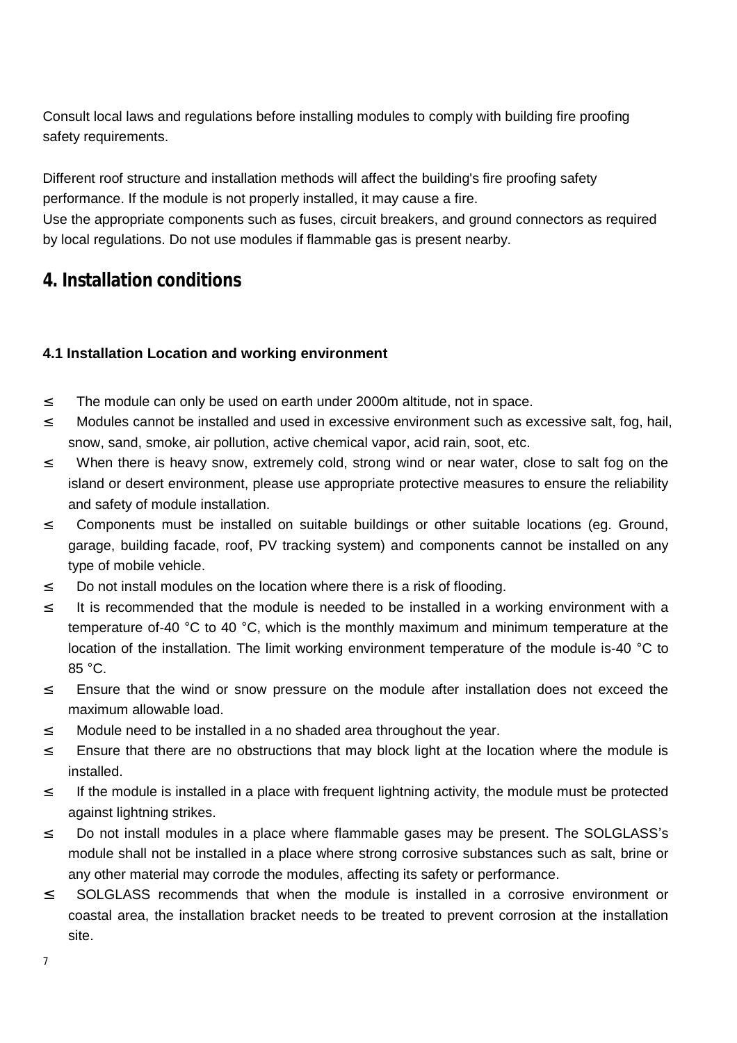Consult local laws and regulations before installing modules to comply with building fire proofing safety requirements.

Different roof structure and installation methods will affect the building's fire proofing safety performance. If the module is not properly installed, it may cause a fire.
Use the appropriate components such as fuses, circuit breakers, and ground connectors as required by local regulations. Do not use modules if flammable gas is present nearby.

## 4. Installation conditions

### 4.1 Installation Location and working environment

- The module can only be used on earth under 2000m altitude, not in space.
- Modules cannot be installed and used in excessive environment such as excessive salt, fog, hail, snow, sand, smoke, air pollution, active chemical vapor, acid rain, soot, etc.
- When there is heavy snow, extremely cold, strong wind or near water, close to salt fog on the island or desert environment, please use appropriate protective measures to ensure the reliability and safety of module installation.
- Components must be installed on suitable buildings or other suitable locations (eg. Ground, garage, building facade, roof, PV tracking system) and components cannot be installed on any type of mobile vehicle.
- Do not install modules on the location where there is a risk of flooding.
- It is recommended that the module is needed to be installed in a working environment with a temperature of-40 °C to 40 °C, which is the monthly maximum and minimum temperature at the location of the installation. The limit working environment temperature of the module is-40 °C to 85 °C.
- Ensure that the wind or snow pressure on the module after installation does not exceed the maximum allowable load.
- Module need to be installed in a no shaded area throughout the year.
- Ensure that there are no obstructions that may block light at the location where the module is installed.
- If the module is installed in a place with frequent lightning activity, the module must be protected against lightning strikes.
- Do not install modules in a place where flammable gases may be present. The SOLGLASS's module shall not be installed in a place where strong corrosive substances such as salt, brine or any other material may corrode the modules, affecting its safety or performance.
- SOLGLASS recommends that when the module is installed in a corrosive environment or coastal area, the installation bracket needs to be treated to prevent corrosion at the installation site.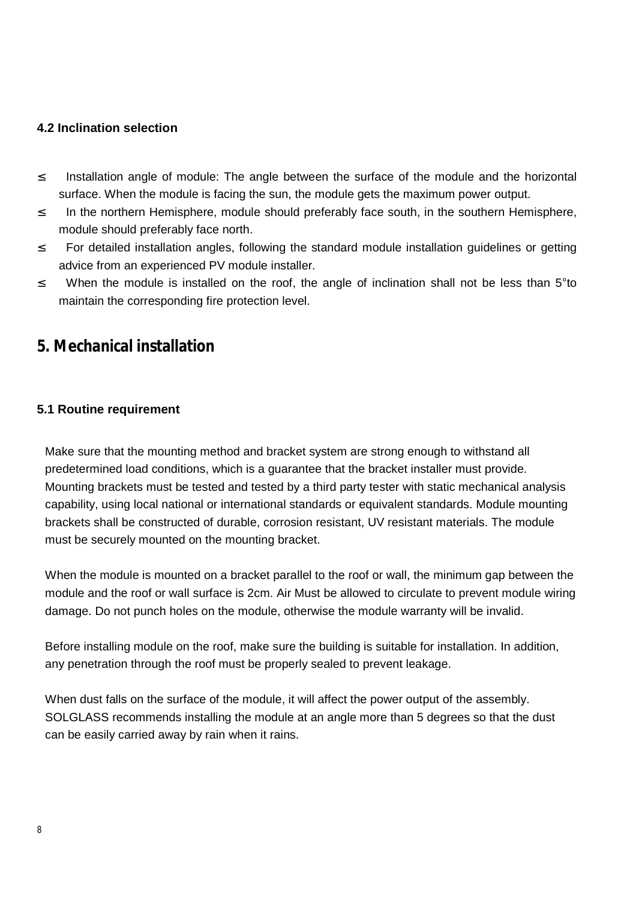### 4.2 Inclination selection

- Installation angle of module: The angle between the surface of the module and the horizontal surface. When the module is facing the sun, the module gets the maximum power output.
- In the northern Hemisphere, module should preferably face south, in the southern Hemisphere, module should preferably face north.
- For detailed installation angles, following the standard module installation guidelines or getting advice from an experienced PV module installer.
- When the module is installed on the roof, the angle of inclination shall not be less than 5°to maintain the corresponding fire protection level.

## 5. Mechanical installation

### 5.1 Routine requirement

Make sure that the mounting method and bracket system are strong enough to withstand all predetermined load conditions, which is a guarantee that the bracket installer must provide. Mounting brackets must be tested and tested by a third party tester with static mechanical analysis capability, using local national or international standards or equivalent standards. Module mounting brackets shall be constructed of durable, corrosion resistant, UV resistant materials. The module must be securely mounted on the mounting bracket.

When the module is mounted on a bracket parallel to the roof or wall, the minimum gap between the module and the roof or wall surface is 2cm. Air Must be allowed to circulate to prevent module wiring damage. Do not punch holes on the module, otherwise the module warranty will be invalid.

Before installing module on the roof, make sure the building is suitable for installation. In addition, any penetration through the roof must be properly sealed to prevent leakage.

When dust falls on the surface of the module, it will affect the power output of the assembly. SOLGLASS recommends installing the module at an angle more than 5 degrees so that the dust can be easily carried away by rain when it rains.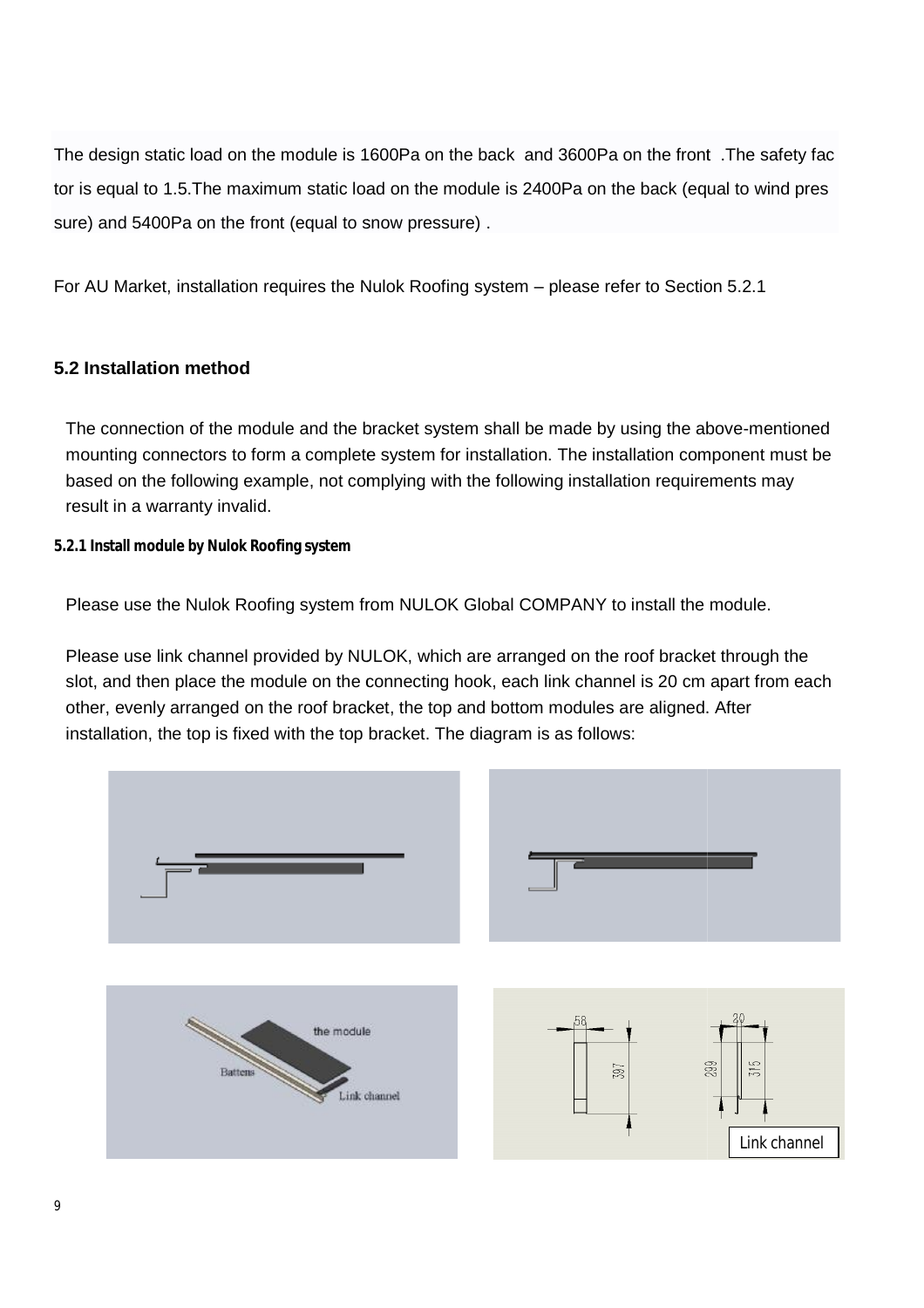The design static load on the module is 1600Pa on the back and 3600Pa on the front .The safety factor is equal to 1.5.The maximum static load on the module is 2400Pa on the back (equal to wind pressure) and 5400Pa on the front (equal to snow pressure) .

For AU Market, installation requires the Nulok Roofing system – please refer to Section 5.2.1

## 5.2 Installation method

The connection of the module and the bracket system shall be made by using the above-mentioned mounting connectors to form a complete system for installation. The installation component must be based on the following example, not complying with the following installation requirements may result in a warranty invalid.

### 5.2.1 Install module by Nulok Roofing system

Please use the Nulok Roofing system from NULOK Global COMPANY to install the module.

Please use link channel provided by NULOK, which are arranged on the roof bracket through the slot, and then place the module on the connecting hook, each link channel is 20 cm apart from each other, evenly arranged on the roof bracket, the top and bottom modules are aligned. After installation, the top is fixed with the top bracket. The diagram is as follows:

the module

Battens

Link channel

58

397

20

299

315

Link channel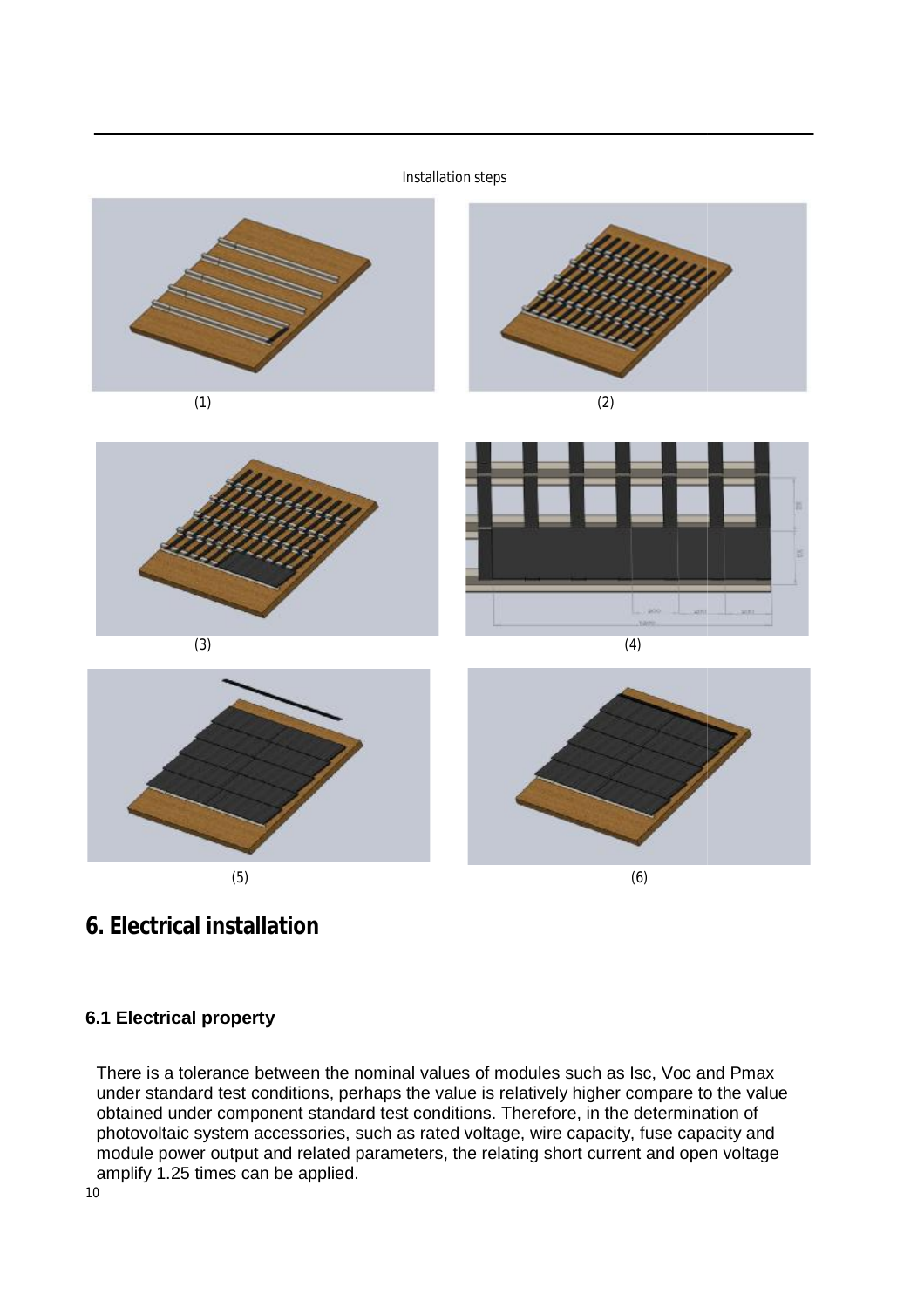Installation steps

(1)

(2)

(3)

(4)

(5)

(6)

# 6. Electrical installation

## 6.1 Electrical property

There is a tolerance between the nominal values of modules such as Isc, Voc and Pmax under standard test conditions, perhaps the value is relatively higher compare to the value obtained under component standard test conditions. Therefore, in the determination of photovoltaic system accessories, such as rated voltage, wire capacity, fuse capacity and module power output and related parameters, the relating short current and open voltage amplify 1.25 times can be applied.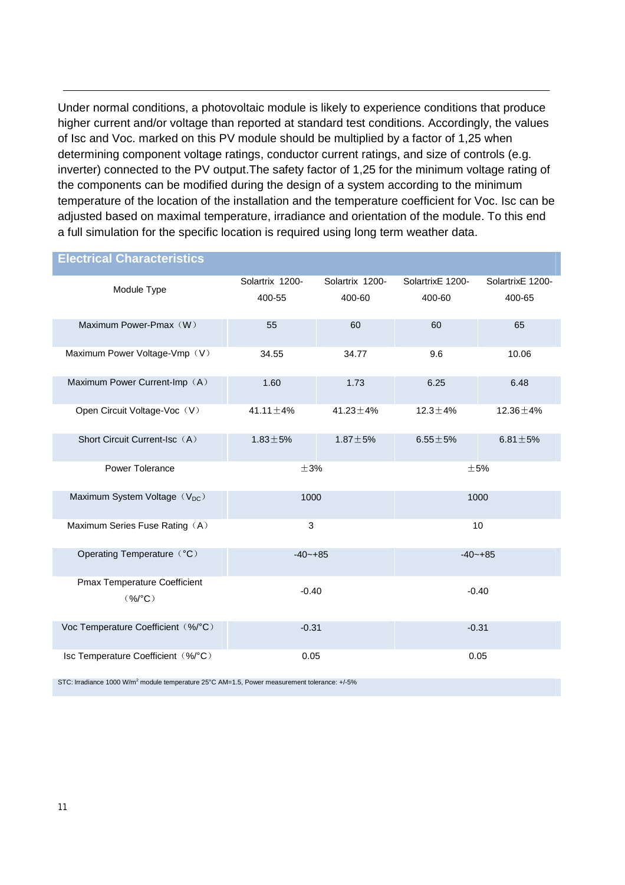Under normal conditions, a photovoltaic module is likely to experience conditions that produce higher current and/or voltage than reported at standard test conditions. Accordingly, the values of Isc and Voc. marked on this PV module should be multiplied by a factor of 1,25 when determining component voltage ratings, conductor current ratings, and size of controls (e.g. inverter) connected to the PV output.The safety factor of 1,25 for the minimum voltage rating of the components can be modified during the design of a system according to the minimum temperature of the location of the installation and the temperature coefficient for Voc. Isc can be adjusted based on maximal temperature, irradiance and orientation of the module. To this end a full simulation for the specific location is required using long term weather data.

## Electrical Characteristics

| Module Type | Solartrix 1200-400-55 | Solartrix 1200-400-60 | SolartrixE 1200-400-60 | SolartrixE 1200-400-65 |
|---|---|---|---|---|
| Maximum Power-Pmax（W） | 55 | 60 | 60 | 65 |
| Maximum Power Voltage-Vmp（V） | 34.55 | 34.77 | 9.6 | 10.06 |
| Maximum Power Current-Imp（A） | 1.60 | 1.73 | 6.25 | 6.48 |
| Open Circuit Voltage-Voc（V） | 41.11±4% | 41.23±4% | 12.3±4% | 12.36±4% |
| Short Circuit Current-Isc（A） | 1.83±5% | 1.87±5% | 6.55±5% | 6.81±5% |
| Power Tolerance | ±3% | | ±5% | |
| Maximum System Voltage（$V_{DC}$） | 1000 | | 1000 | |
| Maximum Series Fuse Rating（A） | 3 | | 10 | |
| Operating Temperature（°C） | -40~+85 | | -40~+85 | |
| Pmax Temperature Coefficient（%/°C） | -0.40 | | -0.40 | |
| Voc Temperature Coefficient（%/°C） | -0.31 | | -0.31 | |
| Isc Temperature Coefficient（%/°C） | 0.05 | | 0.05 | |

STC: Irradiance 1000 W/m² module temperature 25°C AM=1.5, Power measurement tolerance: +/-5%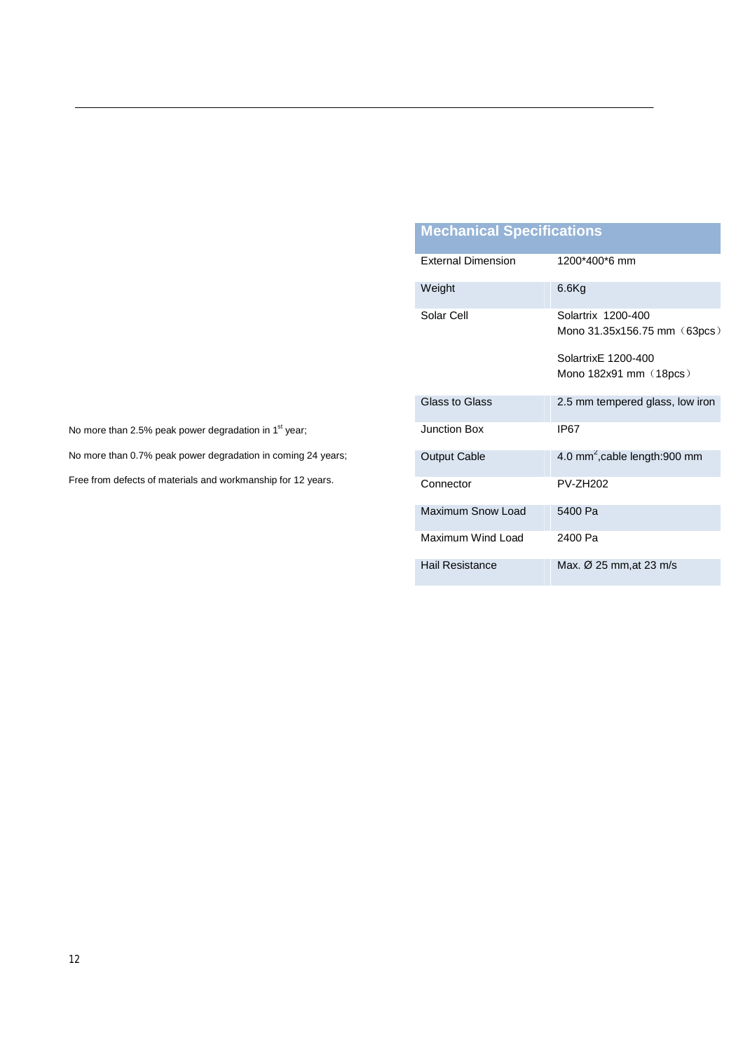No more than 2.5% peak power degradation in 1st year;

No more than 0.7% peak power degradation in coming 24 years;

Free from defects of materials and workmanship for 12 years.

| Mechanical Specifications | |
|---|---|
| External Dimension | 1200*400*6 mm |
| Weight | 6.6Kg |
| Solar Cell | Solartrix 1200-400<br>Mono 31.35x156.75 mm（63pcs）<br><br>SolartrixE 1200-400<br>Mono 182x91 mm（18pcs） |
| Glass to Glass | 2.5 mm tempered glass, low iron |
| Junction Box | IP67 |
| Output Cable | 4.0 $mm^2$,cable length:900 mm |
| Connector | PV-ZH202 |
| Maximum Snow Load | 5400 Pa |
| Maximum Wind Load | 2400 Pa |
| Hail Resistance | Max. Ø 25 mm,at 23 m/s |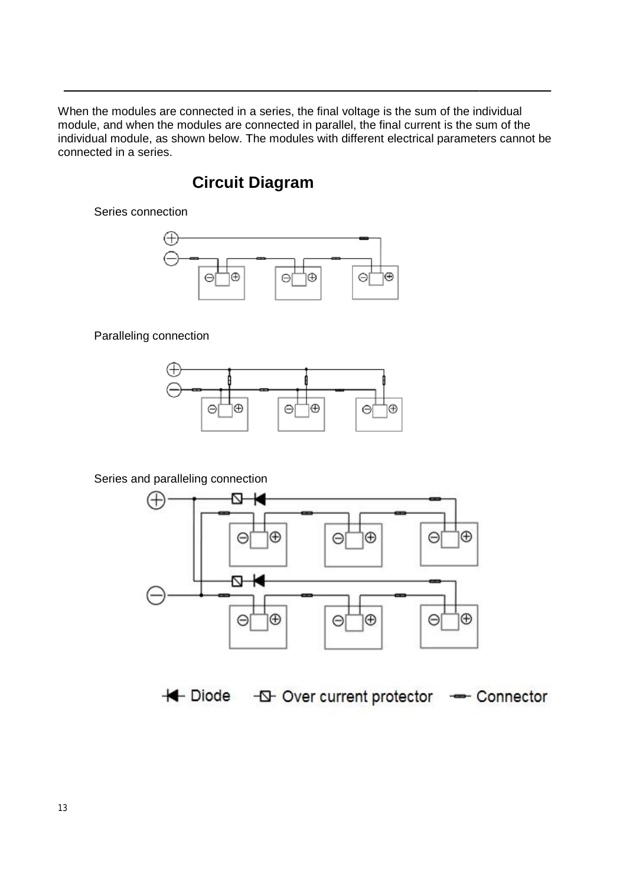When the modules are connected in a series, the final voltage is the sum of the individual module, and when the modules are connected in parallel, the final current is the sum of the individual module, as shown below. The modules with different electrical parameters cannot be connected in a series.

## Circuit Diagram

Series connection

Paralleling connection

Series and paralleling connection

Diode   Over current protector   Connector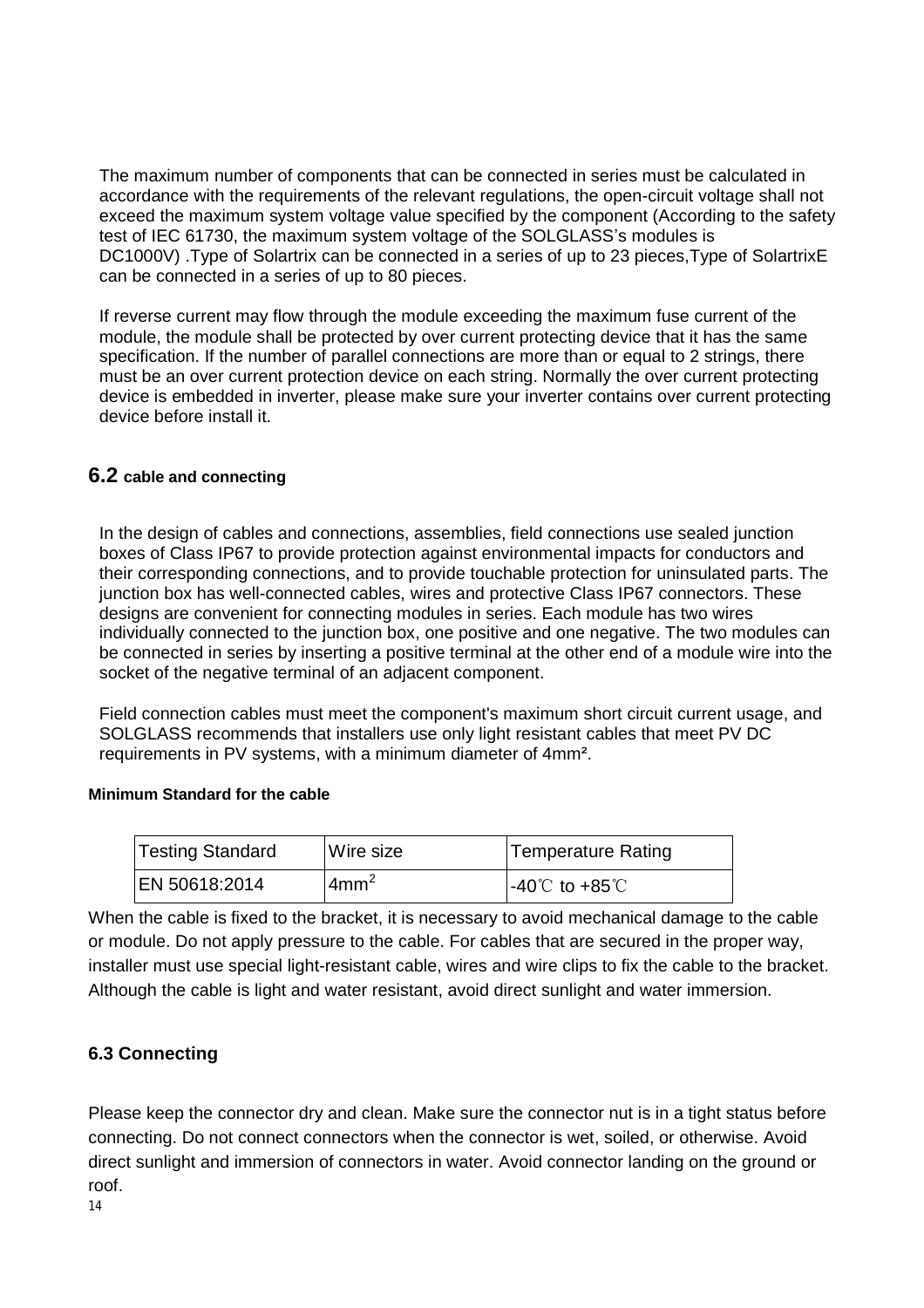The maximum number of components that can be connected in series must be calculated in accordance with the requirements of the relevant regulations, the open-circuit voltage shall not exceed the maximum system voltage value specified by the component (According to the safety test of IEC 61730, the maximum system voltage of the SOLGLASS's modules is DC1000V) .Type of Solartrix can be connected in a series of up to 23 pieces,Type of SolartrixE can be connected in a series of up to 80 pieces.

If reverse current may flow through the module exceeding the maximum fuse current of the module, the module shall be protected by over current protecting device that it has the same specification. If the number of parallel connections are more than or equal to 2 strings, there must be an over current protection device on each string. Normally the over current protecting device is embedded in inverter, please make sure your inverter contains over current protecting device before install it.

## 6.2 cable and connecting

In the design of cables and connections, assemblies, field connections use sealed junction boxes of Class IP67 to provide protection against environmental impacts for conductors and their corresponding connections, and to provide touchable protection for uninsulated parts. The junction box has well-connected cables, wires and protective Class IP67 connectors. These designs are convenient for connecting modules in series. Each module has two wires individually connected to the junction box, one positive and one negative. The two modules can be connected in series by inserting a positive terminal at the other end of a module wire into the socket of the negative terminal of an adjacent component.

Field connection cables must meet the component's maximum short circuit current usage, and SOLGLASS recommends that installers use only light resistant cables that meet PV DC requirements in PV systems, with a minimum diameter of $4mm^2$.

**Minimum Standard for the cable**

| Testing Standard | Wire size | Temperature Rating |
| --- | --- | --- |
| EN 50618:2014 | $4mm^2$ | -40℃ to +85℃ |

When the cable is fixed to the bracket, it is necessary to avoid mechanical damage to the cable or module. Do not apply pressure to the cable. For cables that are secured in the proper way, installer must use special light-resistant cable, wires and wire clips to fix the cable to the bracket. Although the cable is light and water resistant, avoid direct sunlight and water immersion.

## 6.3 Connecting

Please keep the connector dry and clean. Make sure the connector nut is in a tight status before connecting. Do not connect connectors when the connector is wet, soiled, or otherwise. Avoid direct sunlight and immersion of connectors in water. Avoid connector landing on the ground or roof.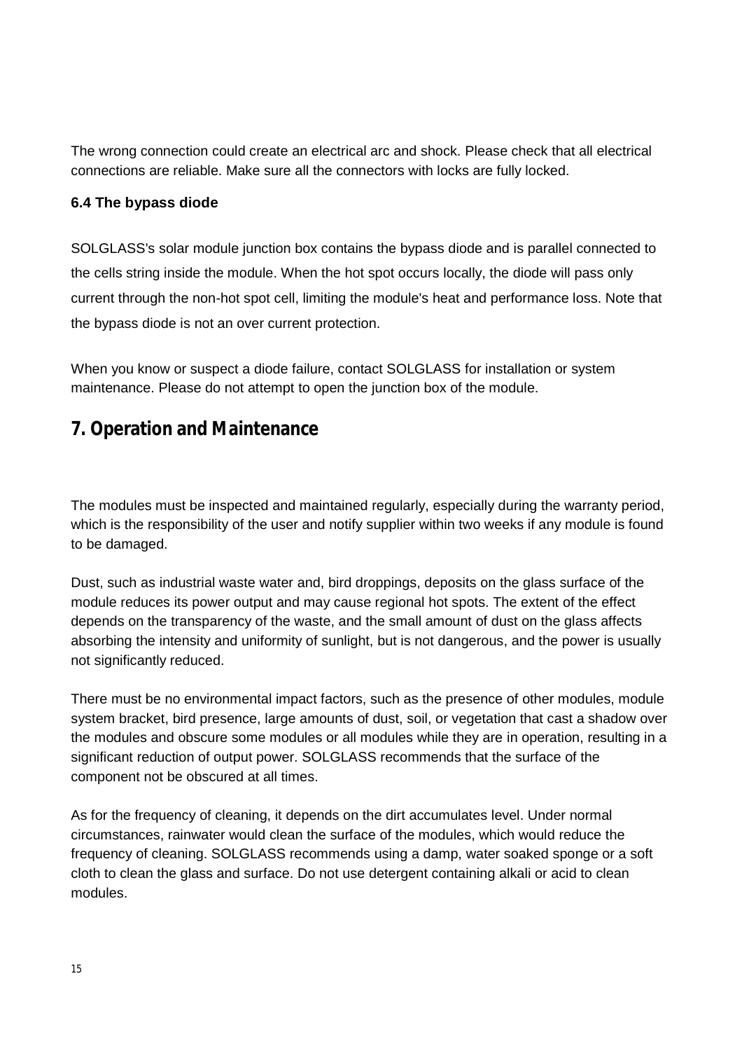The wrong connection could create an electrical arc and shock. Please check that all electrical connections are reliable. Make sure all the connectors with locks are fully locked.

### 6.4 The bypass diode

SOLGLASS's solar module junction box contains the bypass diode and is parallel connected to the cells string inside the module. When the hot spot occurs locally, the diode will pass only current through the non-hot spot cell, limiting the module's heat and performance loss. Note that the bypass diode is not an over current protection.

When you know or suspect a diode failure, contact SOLGLASS for installation or system maintenance. Please do not attempt to open the junction box of the module.

## 7. Operation and Maintenance

The modules must be inspected and maintained regularly, especially during the warranty period, which is the responsibility of the user and notify supplier within two weeks if any module is found to be damaged.

Dust, such as industrial waste water and, bird droppings, deposits on the glass surface of the module reduces its power output and may cause regional hot spots. The extent of the effect depends on the transparency of the waste, and the small amount of dust on the glass affects absorbing the intensity and uniformity of sunlight, but is not dangerous, and the power is usually not significantly reduced.

There must be no environmental impact factors, such as the presence of other modules, module system bracket, bird presence, large amounts of dust, soil, or vegetation that cast a shadow over the modules and obscure some modules or all modules while they are in operation, resulting in a significant reduction of output power. SOLGLASS recommends that the surface of the component not be obscured at all times.

As for the frequency of cleaning, it depends on the dirt accumulates level. Under normal circumstances, rainwater would clean the surface of the modules, which would reduce the frequency of cleaning. SOLGLASS recommends using a damp, water soaked sponge or a soft cloth to clean the glass and surface. Do not use detergent containing alkali or acid to clean modules.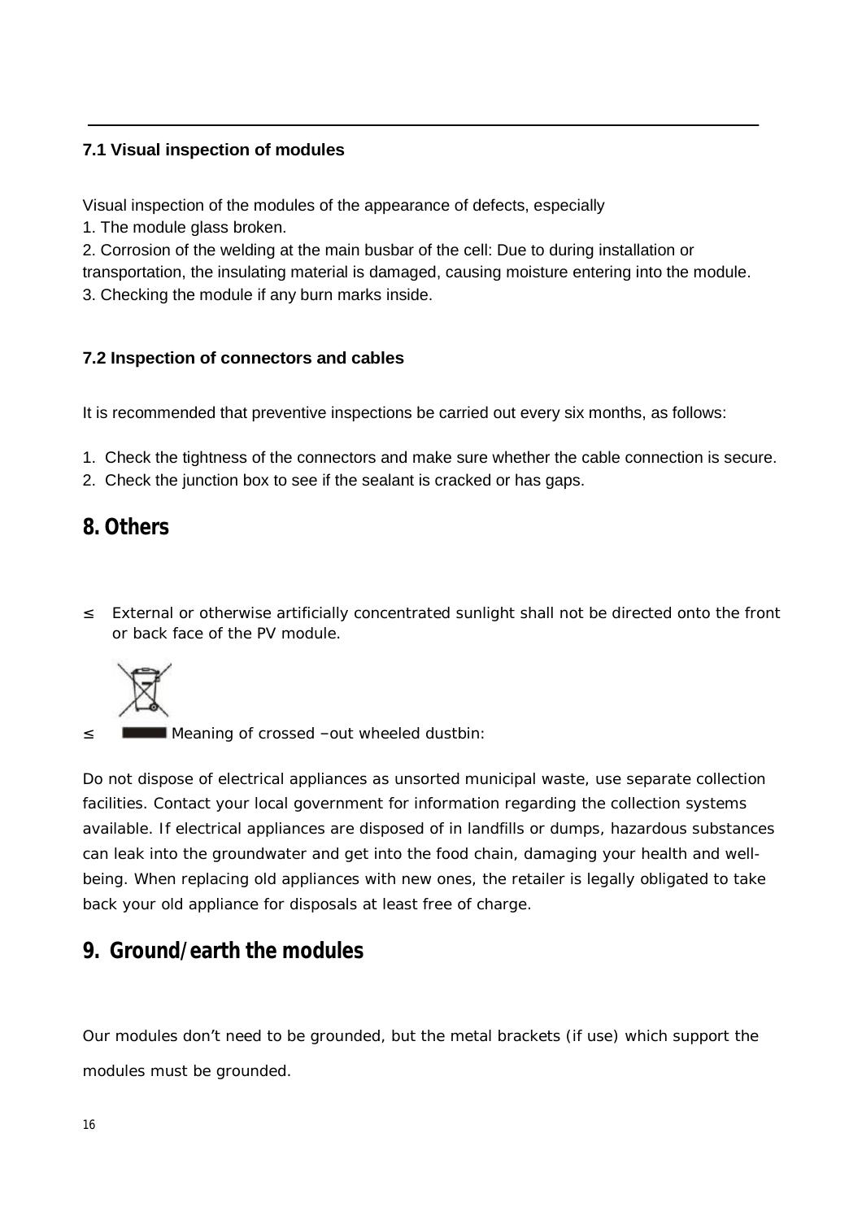### 7.1 Visual inspection of modules

Visual inspection of the modules of the appearance of defects, especially

1. The module glass broken.
2. Corrosion of the welding at the main busbar of the cell: Due to during installation or transportation, the insulating material is damaged, causing moisture entering into the module.
3. Checking the module if any burn marks inside.

### 7.2 Inspection of connectors and cables

It is recommended that preventive inspections be carried out every six months, as follows:

1. Check the tightness of the connectors and make sure whether the cable connection is secure.
2. Check the junction box to see if the sealant is cracked or has gaps.

## 8. Others

- External or otherwise artificially concentrated sunlight shall not be directed onto the front or back face of the PV module.
- Meaning of crossed –out wheeled dustbin:

Do not dispose of electrical appliances as unsorted municipal waste, use separate collection facilities. Contact your local government for information regarding the collection systems available. If electrical appliances are disposed of in landfills or dumps, hazardous substances can leak into the groundwater and get into the food chain, damaging your health and well-being. When replacing old appliances with new ones, the retailer is legally obligated to take back your old appliance for disposals at least free of charge.

## 9. Ground/earth the modules

Our modules don't need to be grounded, but the metal brackets (if use) which support the modules must be grounded.